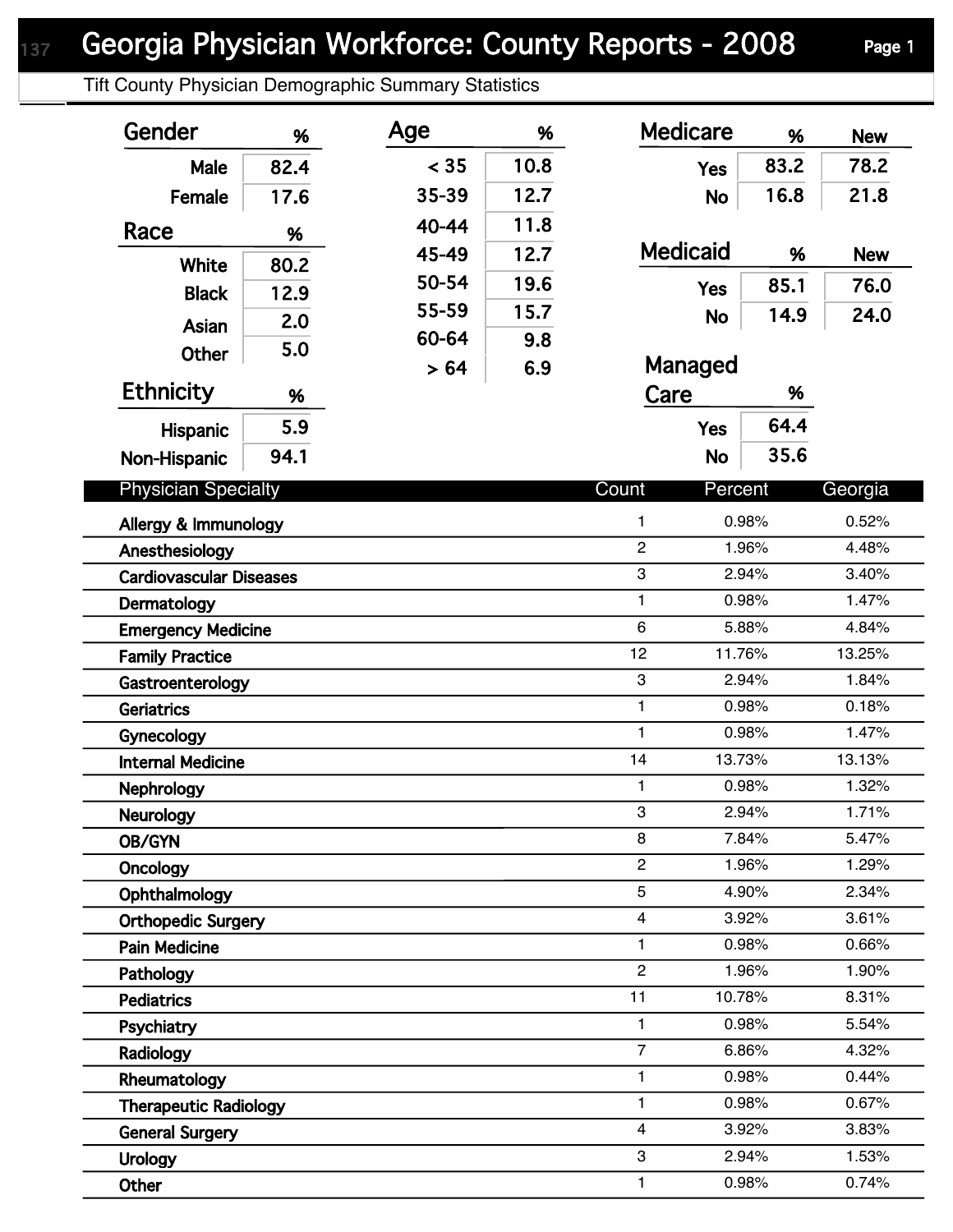# Georgia Physician Workforce: County Reports - 2008

Tift County Physician Demographic Summary Statistics

| Gender | % |
|---|---|
| Male | 82.4 |
| Female | 17.6 |

| Race | % |
|---|---|
| White | 80.2 |
| Black | 12.9 |
| Asian | 2.0 |
| Other | 5.0 |

| Ethnicity | % |
|---|---|
| Hispanic | 5.9 |
| Non-Hispanic | 94.1 |

| Age | % |
|---|---|
| < 35 | 10.8 |
| 35-39 | 12.7 |
| 40-44 | 11.8 |
| 45-49 | 12.7 |
| 50-54 | 19.6 |
| 55-59 | 15.7 |
| 60-64 | 9.8 |
| > 64 | 6.9 |

| Medicare | % | New |
|---|---|---|
| Yes | 83.2 | 78.2 |
| No | 16.8 | 21.8 |

| Medicaid | % | New |
|---|---|---|
| Yes | 85.1 | 76.0 |
| No | 14.9 | 24.0 |

| Managed Care | % |
|---|---|
| Yes | 64.4 |
| No | 35.6 |

| Physician Specialty | Count | Percent | Georgia |
|---|---|---|---|
| Allergy & Immunology | 1 | 0.98% | 0.52% |
| Anesthesiology | 2 | 1.96% | 4.48% |
| Cardiovascular Diseases | 3 | 2.94% | 3.40% |
| Dermatology | 1 | 0.98% | 1.47% |
| Emergency Medicine | 6 | 5.88% | 4.84% |
| Family Practice | 12 | 11.76% | 13.25% |
| Gastroenterology | 3 | 2.94% | 1.84% |
| Geriatrics | 1 | 0.98% | 0.18% |
| Gynecology | 1 | 0.98% | 1.47% |
| Internal Medicine | 14 | 13.73% | 13.13% |
| Nephrology | 1 | 0.98% | 1.32% |
| Neurology | 3 | 2.94% | 1.71% |
| OB/GYN | 8 | 7.84% | 5.47% |
| Oncology | 2 | 1.96% | 1.29% |
| Ophthalmology | 5 | 4.90% | 2.34% |
| Orthopedic Surgery | 4 | 3.92% | 3.61% |
| Pain Medicine | 1 | 0.98% | 0.66% |
| Pathology | 2 | 1.96% | 1.90% |
| Pediatrics | 11 | 10.78% | 8.31% |
| Psychiatry | 1 | 0.98% | 5.54% |
| Radiology | 7 | 6.86% | 4.32% |
| Rheumatology | 1 | 0.98% | 0.44% |
| Therapeutic Radiology | 1 | 0.98% | 0.67% |
| General Surgery | 4 | 3.92% | 3.83% |
| Urology | 3 | 2.94% | 1.53% |
| Other | 1 | 0.98% | 0.74% |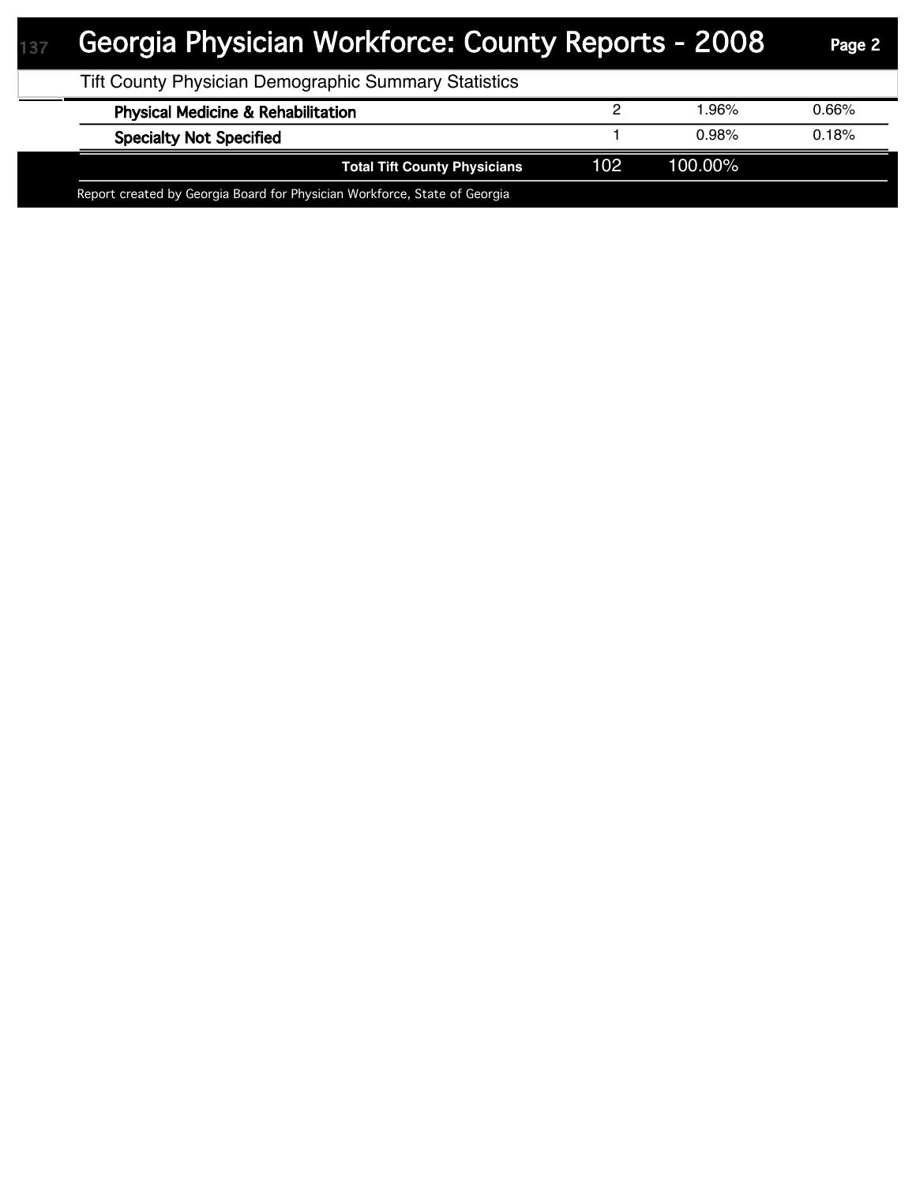## Tift County Physician Demographic Summary Statistics

| | | | |
|---|---|---|---|
| **Physical Medicine & Rehabilitation** | 2 | 1.96% | 0.66% |
| **Specialty Not Specified** | 1 | 0.98% | 0.18% |
| **Total Tift County Physicians** | 102 | 100.00% | |

Report created by Georgia Board for Physician Workforce, State of Georgia